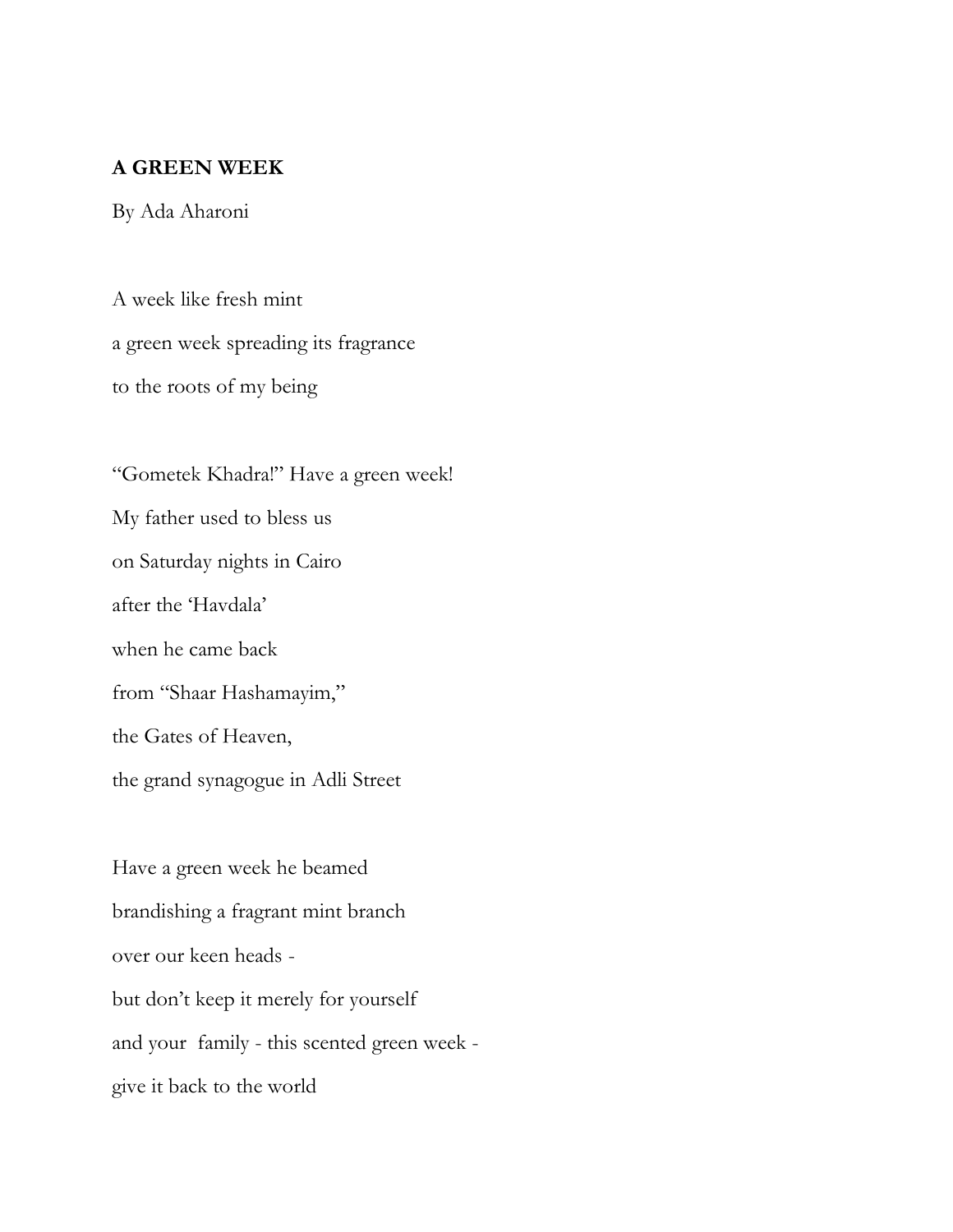**A GREEN WEEK**

By Ada Aharoni

A week like fresh mint  
a green week spreading its fragrance  
to the roots of my being

"Gometek Khadra!" Have a green week!  
My father used to bless us  
on Saturday nights in Cairo  
after the 'Havdala'  
when he came back  
from "Shaar Hashamayim,"  
the Gates of Heaven,  
the grand synagogue in Adli Street

Have a green week he beamed  
brandishing a fragrant mint branch  
over our keen heads -  
but don't keep it merely for yourself  
and your family - this scented green week -  
give it back to the world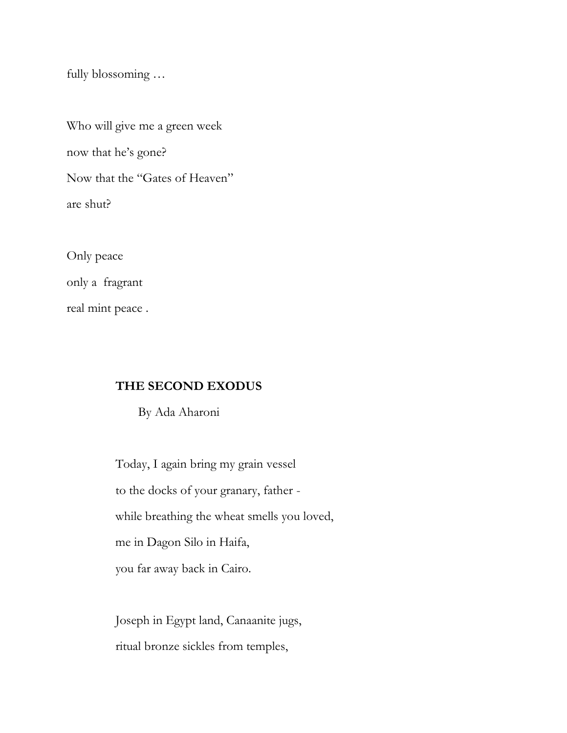fully blossoming …

Who will give me a green week
now that he's gone?
Now that the "Gates of Heaven"
are shut?

Only peace
only a fragrant
real mint peace .

## THE SECOND EXODUS

By Ada Aharoni

Today, I again bring my grain vessel
to the docks of your granary, father -
while breathing the wheat smells you loved,
me in Dagon Silo in Haifa,
you far away back in Cairo.

Joseph in Egypt land, Canaanite jugs,
ritual bronze sickles from temples,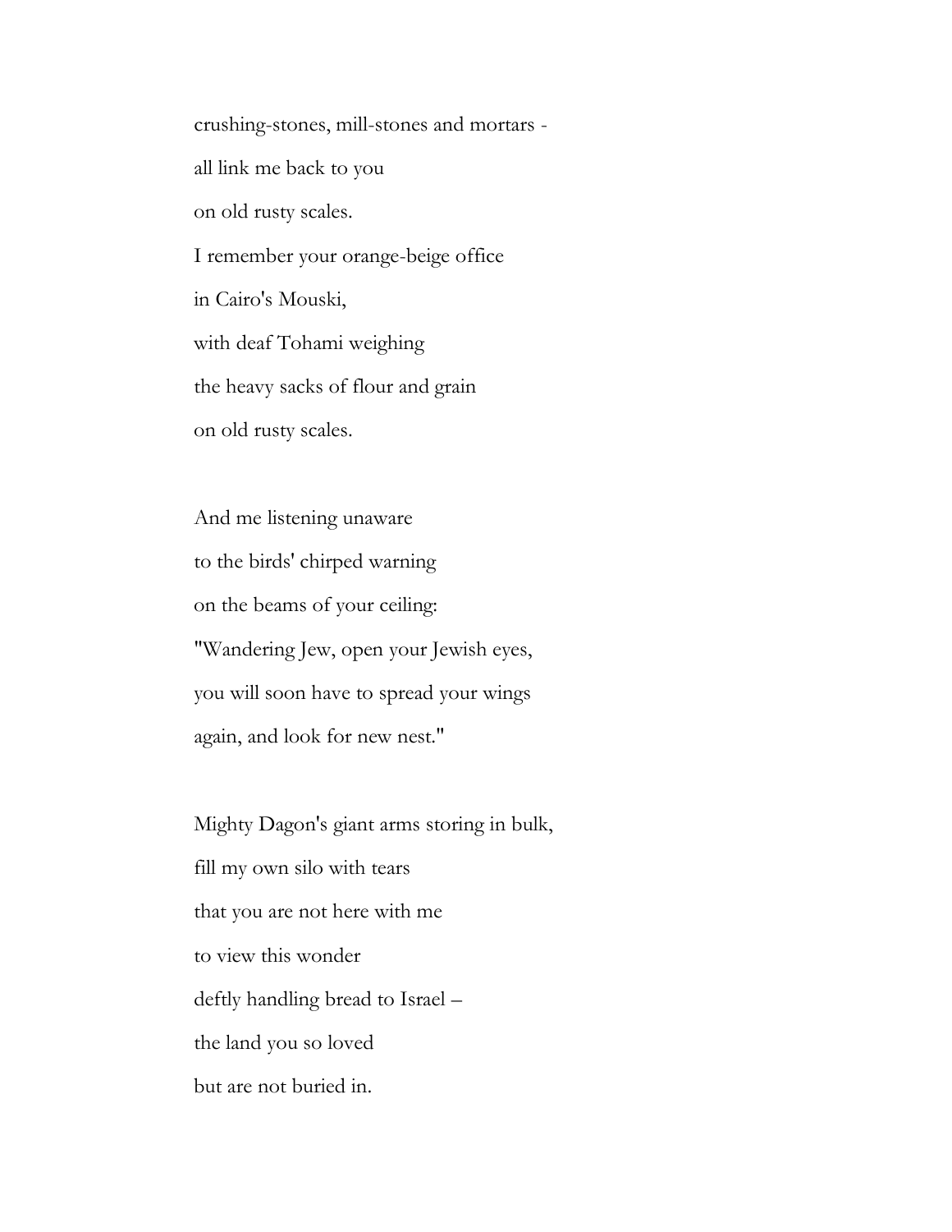crushing-stones, mill-stones and mortars -

all link me back to you

on old rusty scales.

I remember your orange-beige office

in Cairo's Mouski,

with deaf Tohami weighing

the heavy sacks of flour and grain

on old rusty scales.

And me listening unaware

to the birds' chirped warning

on the beams of your ceiling:

"Wandering Jew, open your Jewish eyes,

you will soon have to spread your wings

again, and look for new nest."

Mighty Dagon's giant arms storing in bulk,

fill my own silo with tears

that you are not here with me

to view this wonder

deftly handling bread to Israel –

the land you so loved

but are not buried in.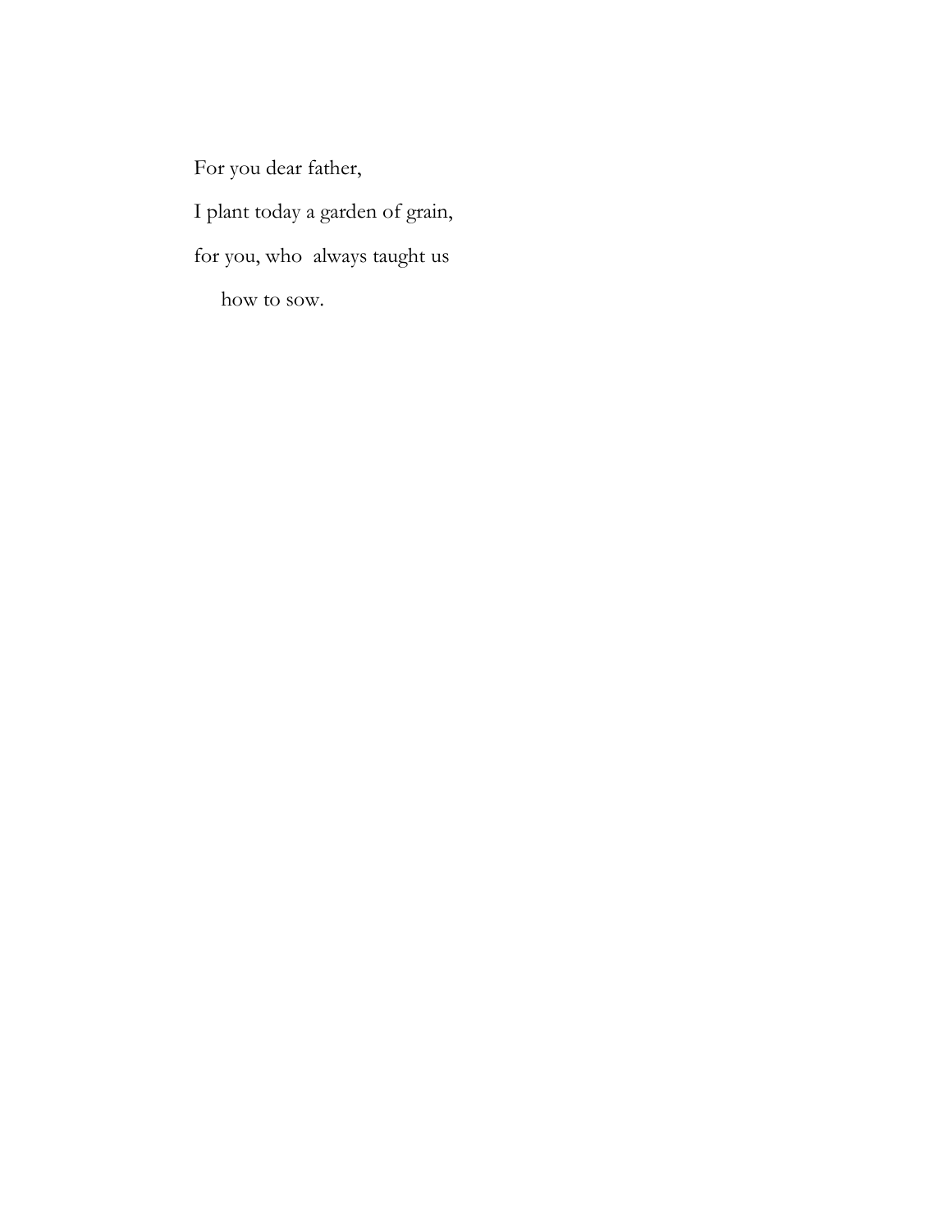For you dear father,

I plant today a garden of grain,

for you, who always taught us

&nbsp;&nbsp;&nbsp;&nbsp;how to sow.